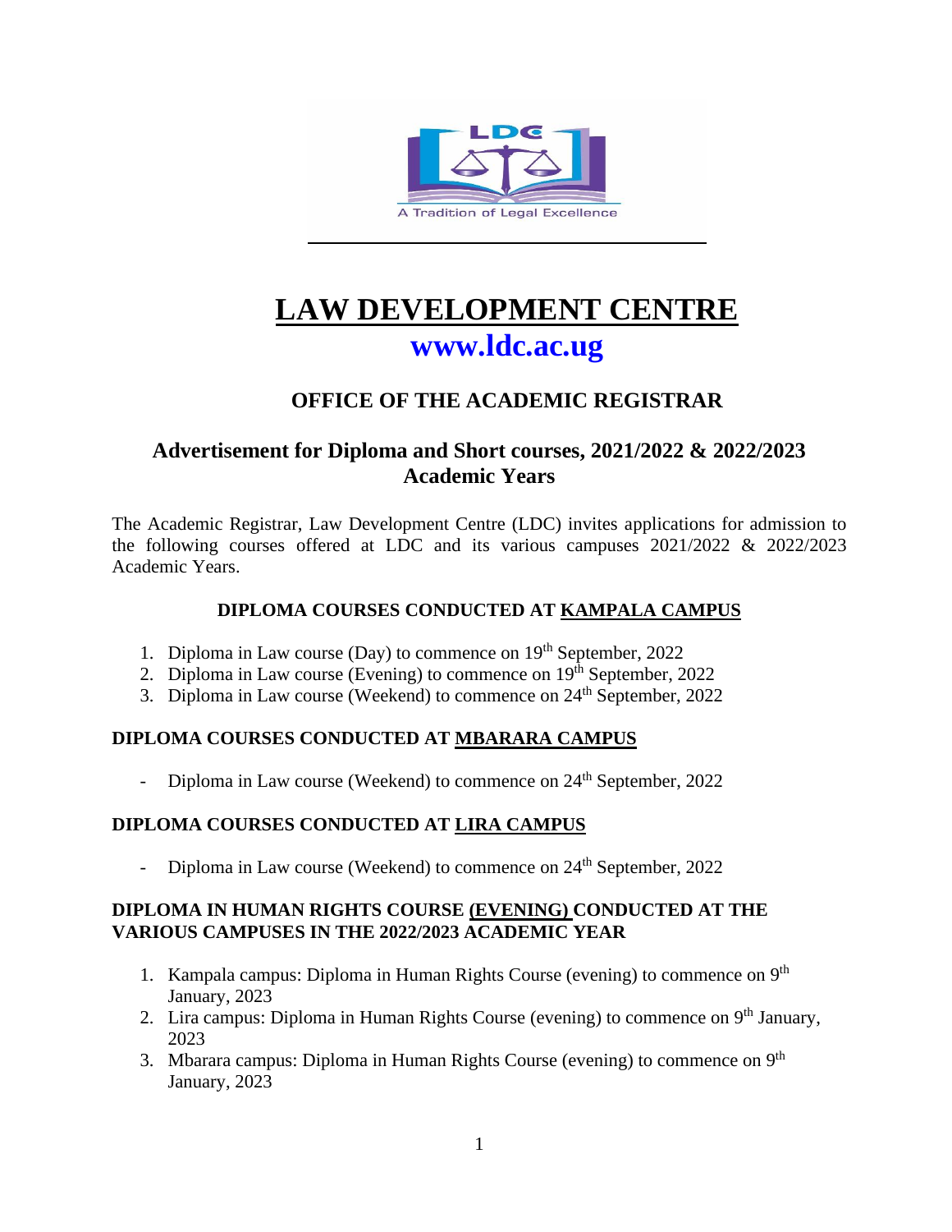# LAW DEVELOPMENT CENTRE

## www.ldc.ac.ug

### OFFICE OF THE ACADEMIC REGISTRAR

### Advertisement for Diploma and Short courses, 2021/2022 & 2022/2023 Academic Years

The Academic Registrar, Law Development Centre (LDC) invites applications for admission to the following courses offered at LDC and its various campuses 2021/2022 & 2022/2023 Academic Years.

**DIPLOMA COURSES CONDUCTED AT KAMPALA CAMPUS**

1. Diploma in Law course (Day) to commence on 19th September, 2022
2. Diploma in Law course (Evening) to commence on 19th September, 2022
3. Diploma in Law course (Weekend) to commence on 24th September, 2022

**DIPLOMA COURSES CONDUCTED AT MBARARA CAMPUS**

- Diploma in Law course (Weekend) to commence on 24th September, 2022

**DIPLOMA COURSES CONDUCTED AT LIRA CAMPUS**

- Diploma in Law course (Weekend) to commence on 24th September, 2022

**DIPLOMA IN HUMAN RIGHTS COURSE (EVENING) CONDUCTED AT THE VARIOUS CAMPUSES IN THE 2022/2023 ACADEMIC YEAR**

1. Kampala campus: Diploma in Human Rights Course (evening) to commence on 9th January, 2023
2. Lira campus: Diploma in Human Rights Course (evening) to commence on 9th January, 2023
3. Mbarara campus: Diploma in Human Rights Course (evening) to commence on 9th January, 2023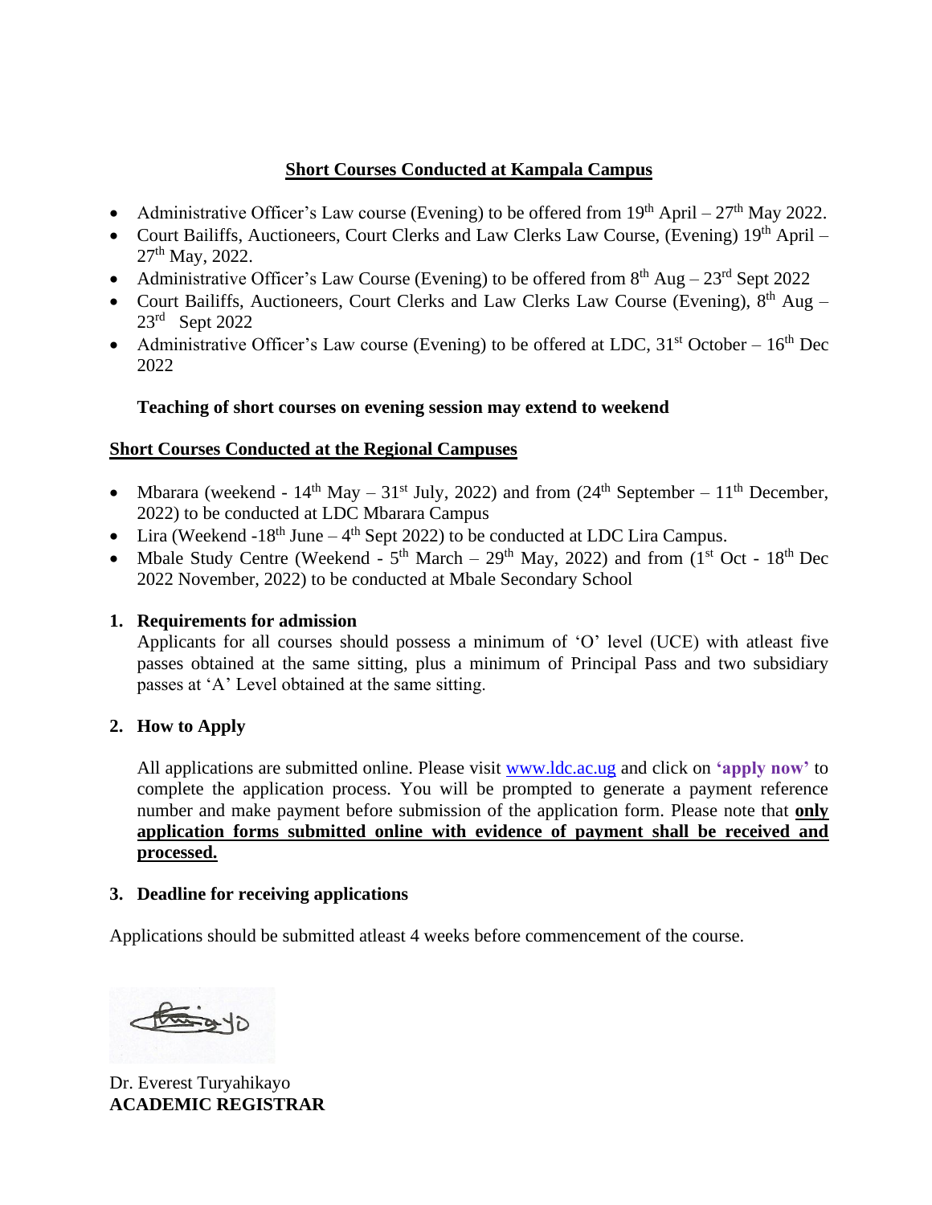## Short Courses Conducted at Kampala Campus

- Administrative Officer's Law course (Evening) to be offered from 19th April – 27th May 2022.
- Court Bailiffs, Auctioneers, Court Clerks and Law Clerks Law Course, (Evening) 19th April – 27th May, 2022.
- Administrative Officer's Law Course (Evening) to be offered from 8th Aug – 23rd Sept 2022
- Court Bailiffs, Auctioneers, Court Clerks and Law Clerks Law Course (Evening), 8th Aug – 23rd Sept 2022
- Administrative Officer's Law course (Evening) to be offered at LDC, 31st October – 16th Dec 2022

**Teaching of short courses on evening session may extend to weekend**

## Short Courses Conducted at the Regional Campuses

- Mbarara (weekend - 14th May – 31st July, 2022) and from (24th September – 11th December, 2022) to be conducted at LDC Mbarara Campus
- Lira (Weekend -18th June – 4th Sept 2022) to be conducted at LDC Lira Campus.
- Mbale Study Centre (Weekend - 5th March – 29th May, 2022) and from (1st Oct - 18th Dec 2022 November, 2022) to be conducted at Mbale Secondary School

1. **Requirements for admission**

   Applicants for all courses should possess a minimum of 'O' level (UCE) with atleast five passes obtained at the same sitting, plus a minimum of Principal Pass and two subsidiary passes at 'A' Level obtained at the same sitting.

2. **How to Apply**

   All applications are submitted online. Please visit www.ldc.ac.ug and click on **'apply now'** to complete the application process. You will be prompted to generate a payment reference number and make payment before submission of the application form. Please note that **only application forms submitted online with evidence of payment shall be received and processed.**

3. **Deadline for receiving applications**

Applications should be submitted atleast 4 weeks before commencement of the course.

Dr. Everest Turyahikayo
**ACADEMIC REGISTRAR**